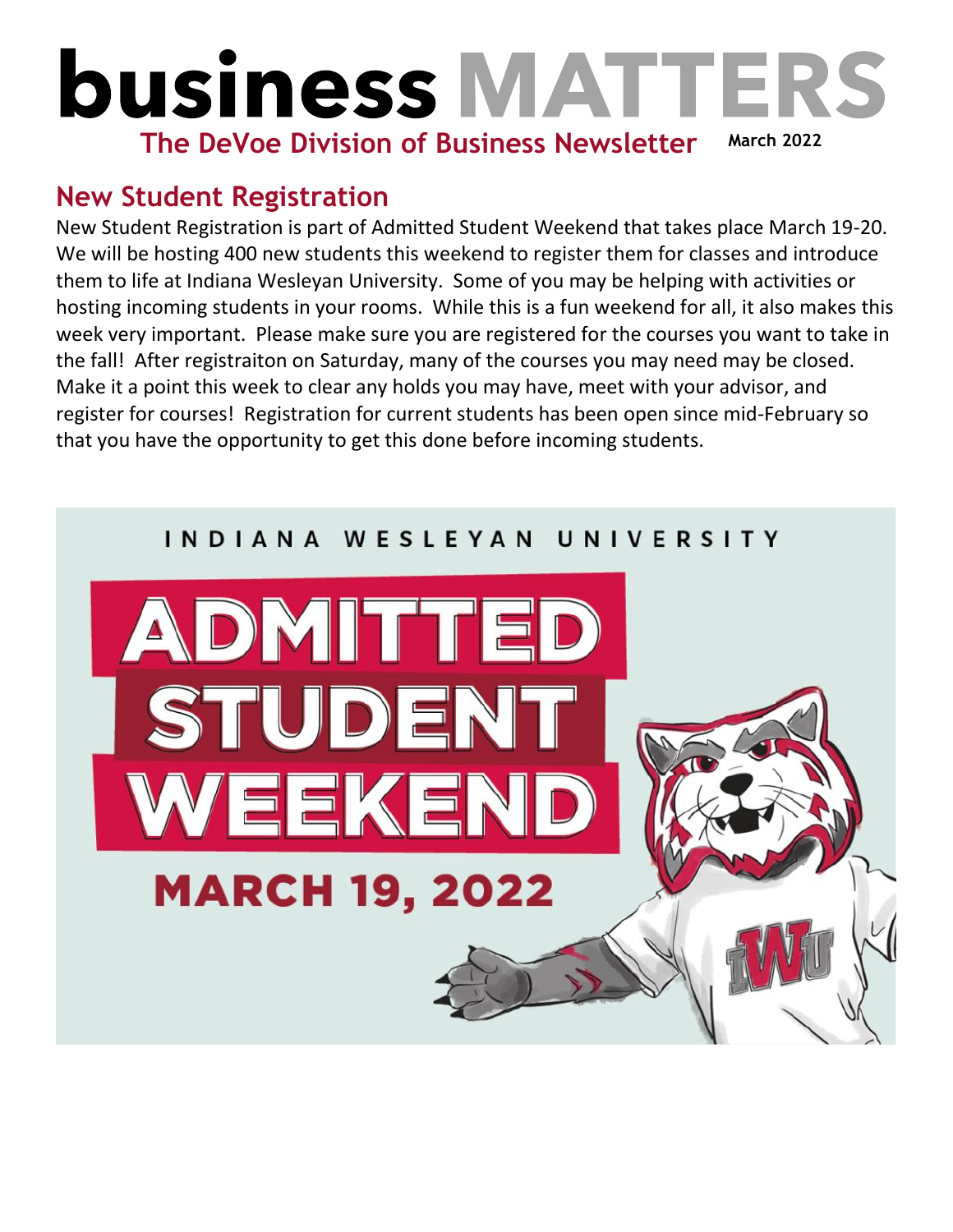# business MATTERS

**The DeVoe Division of Business Newsletter** **March 2022**

## New Student Registration

New Student Registration is part of Admitted Student Weekend that takes place March 19-20. We will be hosting 400 new students this weekend to register them for classes and introduce them to life at Indiana Wesleyan University. Some of you may be helping with activities or hosting incoming students in your rooms. While this is a fun weekend for all, it also makes this week very important. Please make sure you are registered for the courses you want to take in the fall! After registraiton on Saturday, many of the courses you may need may be closed. Make it a point this week to clear any holds you may have, meet with your advisor, and register for courses! Registration for current students has been open since mid-February so that you have the opportunity to get this done before incoming students.

INDIANA WESLEYAN UNIVERSITY

ADMITTED STUDENT WEEKEND

MARCH 19, 2022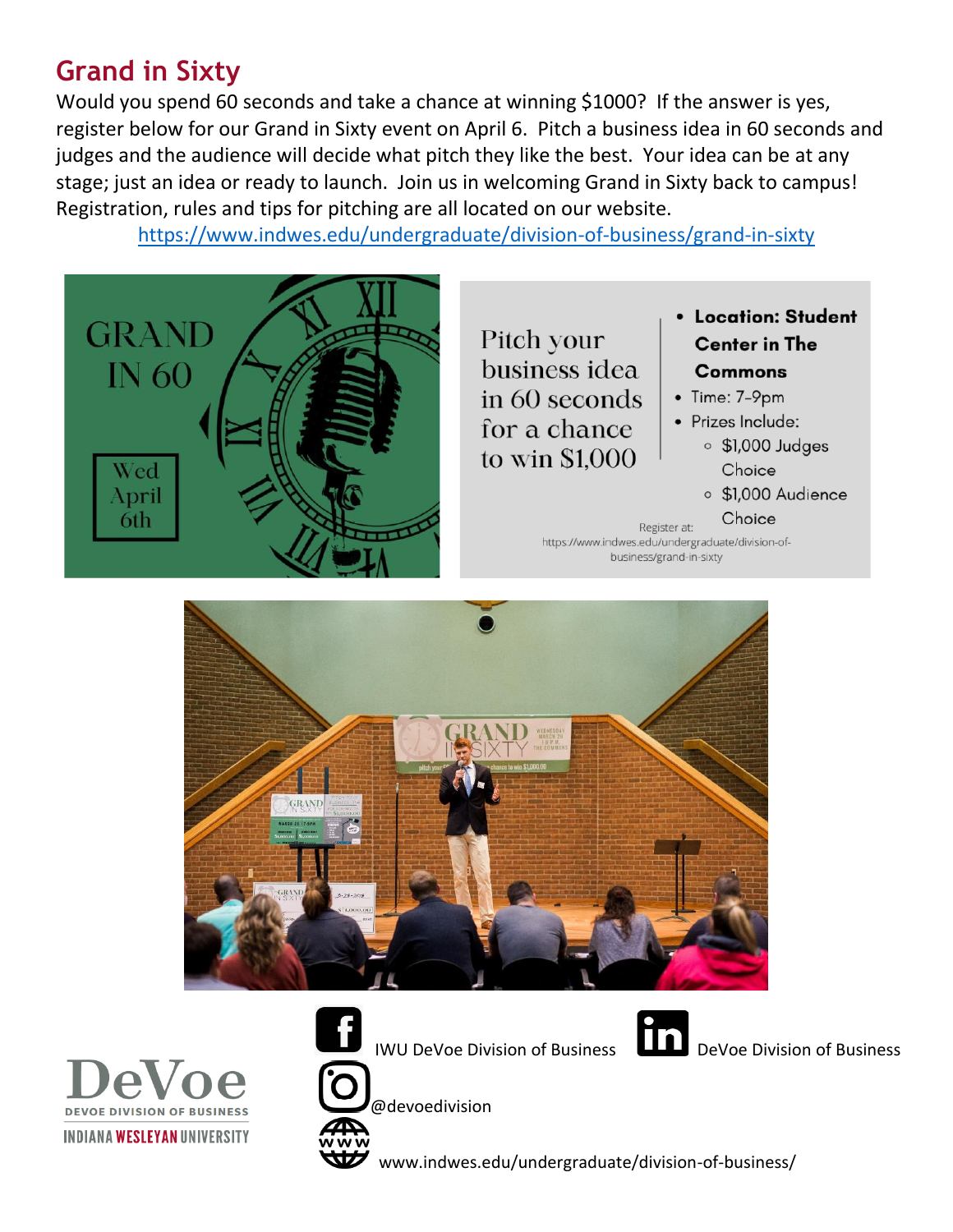## Grand in Sixty

Would you spend 60 seconds and take a chance at winning $1000? If the answer is yes, register below for our Grand in Sixty event on April 6. Pitch a business idea in 60 seconds and judges and the audience will decide what pitch they like the best. Your idea can be at any stage; just an idea or ready to launch. Join us in welcoming Grand in Sixty back to campus! Registration, rules and tips for pitching are all located on our website.

https://www.indwes.edu/undergraduate/division-of-business/grand-in-sixty

GRAND IN 60

Wed April 6th

Pitch your business idea in 60 seconds for a chance to win $1,000

- **Location: Student Center in The Commons**
- Time: 7-9pm
- Prizes Include:
  - $1,000 Judges Choice
  - $1,000 Audience Choice

Register at: https://www.indwes.edu/undergraduate/division-of-business/grand-in-sixty

DeVoe
DEVOE DIVISION OF BUSINESS
INDIANA WESLEYAN UNIVERSITY

IWU DeVoe Division of Business

DeVoe Division of Business

@devoedivision

www.indwes.edu/undergraduate/division-of-business/